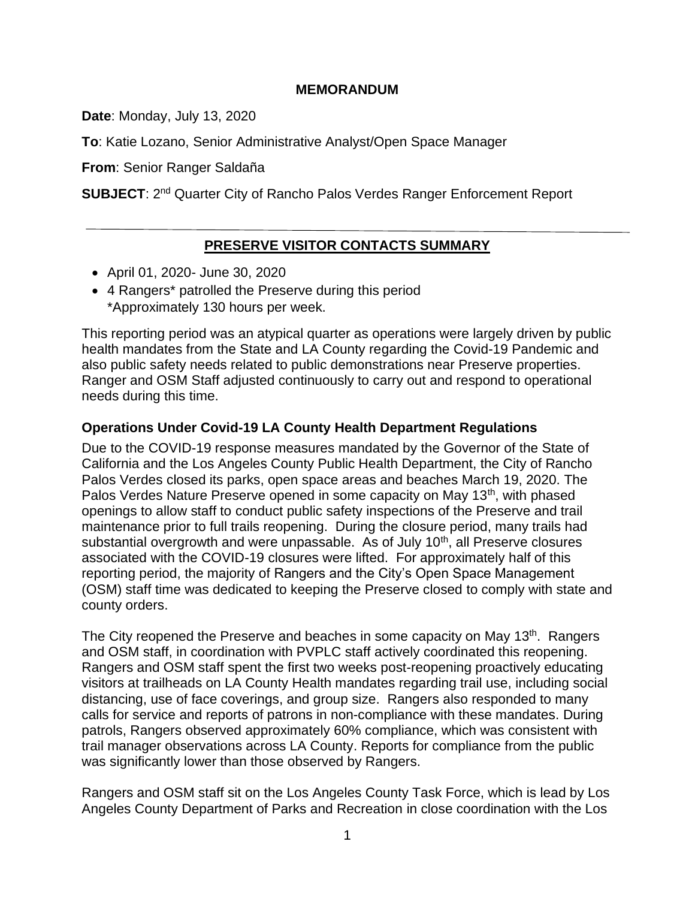**MEMORANDUM**

**Date**: Monday, July 13, 2020

**To**: Katie Lozano, Senior Administrative Analyst/Open Space Manager

**From**: Senior Ranger Saldaña

**SUBJECT**: 2nd Quarter City of Rancho Palos Verdes Ranger Enforcement Report

---

## PRESERVE VISITOR CONTACTS SUMMARY

- April 01, 2020- June 30, 2020
- 4 Rangers* patrolled the Preserve during this period
  *Approximately 130 hours per week.

This reporting period was an atypical quarter as operations were largely driven by public health mandates from the State and LA County regarding the Covid-19 Pandemic and also public safety needs related to public demonstrations near Preserve properties. Ranger and OSM Staff adjusted continuously to carry out and respond to operational needs during this time.

### Operations Under Covid-19 LA County Health Department Regulations

Due to the COVID-19 response measures mandated by the Governor of the State of California and the Los Angeles County Public Health Department, the City of Rancho Palos Verdes closed its parks, open space areas and beaches March 19, 2020. The Palos Verdes Nature Preserve opened in some capacity on May 13th, with phased openings to allow staff to conduct public safety inspections of the Preserve and trail maintenance prior to full trails reopening. During the closure period, many trails had substantial overgrowth and were unpassable. As of July 10th, all Preserve closures associated with the COVID-19 closures were lifted. For approximately half of this reporting period, the majority of Rangers and the City's Open Space Management (OSM) staff time was dedicated to keeping the Preserve closed to comply with state and county orders.

The City reopened the Preserve and beaches in some capacity on May 13th. Rangers and OSM staff, in coordination with PVPLC staff actively coordinated this reopening. Rangers and OSM staff spent the first two weeks post-reopening proactively educating visitors at trailheads on LA County Health mandates regarding trail use, including social distancing, use of face coverings, and group size. Rangers also responded to many calls for service and reports of patrons in non-compliance with these mandates. During patrols, Rangers observed approximately 60% compliance, which was consistent with trail manager observations across LA County. Reports for compliance from the public was significantly lower than those observed by Rangers.

Rangers and OSM staff sit on the Los Angeles County Task Force, which is lead by Los Angeles County Department of Parks and Recreation in close coordination with the Los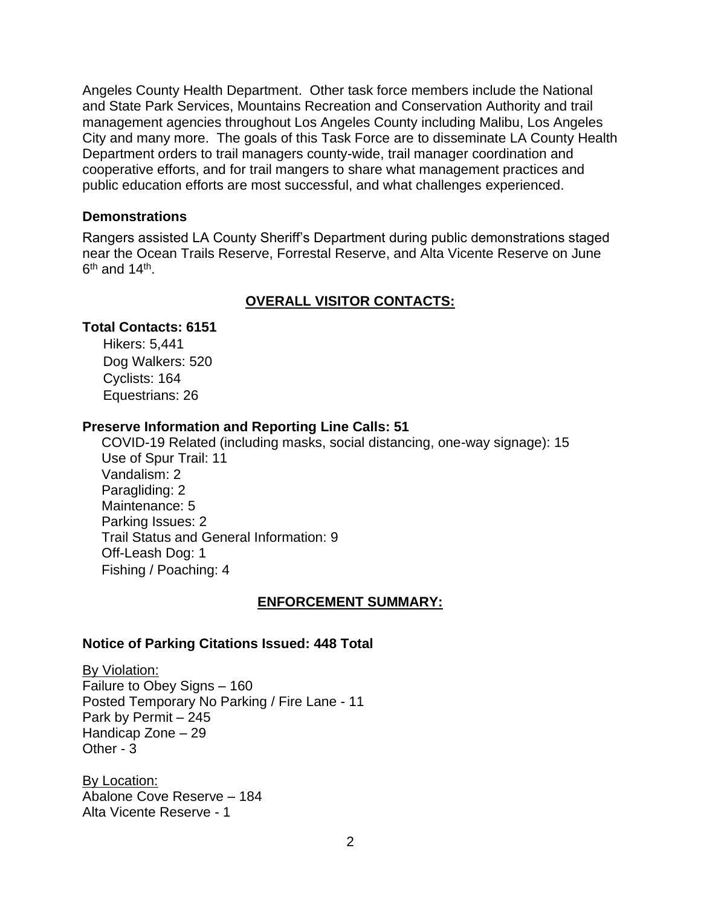Angeles County Health Department. Other task force members include the National and State Park Services, Mountains Recreation and Conservation Authority and trail management agencies throughout Los Angeles County including Malibu, Los Angeles City and many more. The goals of this Task Force are to disseminate LA County Health Department orders to trail managers county-wide, trail manager coordination and cooperative efforts, and for trail mangers to share what management practices and public education efforts are most successful, and what challenges experienced.

### Demonstrations

Rangers assisted LA County Sheriff's Department during public demonstrations staged near the Ocean Trails Reserve, Forrestal Reserve, and Alta Vicente Reserve on June 6th and 14th.

## OVERALL VISITOR CONTACTS:

**Total Contacts: 6151**

- Hikers: 5,441
- Dog Walkers: 520
- Cyclists: 164
- Equestrians: 26

**Preserve Information and Reporting Line Calls: 51**

- COVID-19 Related (including masks, social distancing, one-way signage): 15
- Use of Spur Trail: 11
- Vandalism: 2
- Paragliding: 2
- Maintenance: 5
- Parking Issues: 2
- Trail Status and General Information: 9
- Off-Leash Dog: 1
- Fishing / Poaching: 4

## ENFORCEMENT SUMMARY:

**Notice of Parking Citations Issued: 448 Total**

By Violation:
Failure to Obey Signs – 160
Posted Temporary No Parking / Fire Lane - 11
Park by Permit – 245
Handicap Zone – 29
Other - 3

By Location:
Abalone Cove Reserve – 184
Alta Vicente Reserve - 1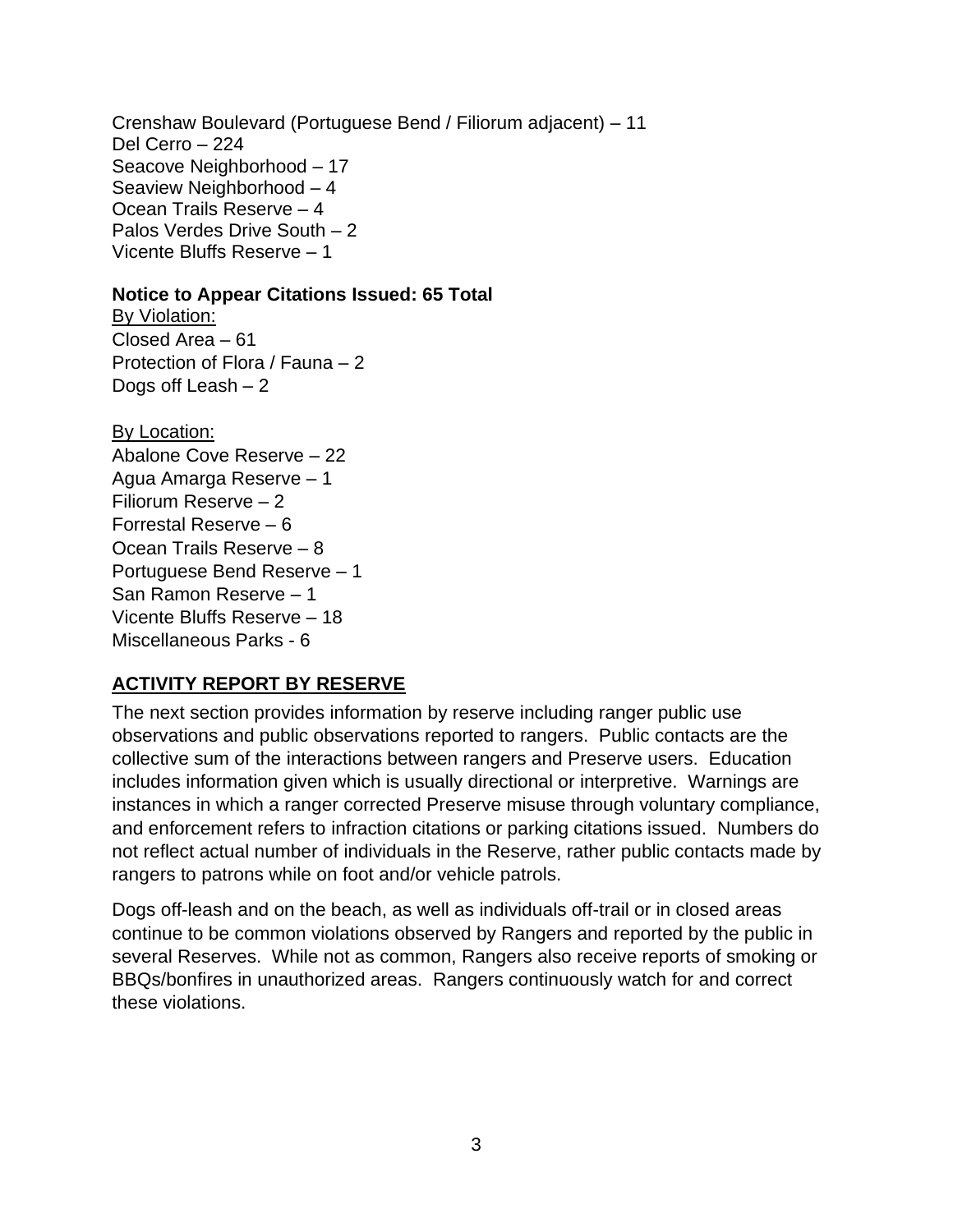Crenshaw Boulevard (Portuguese Bend / Filiorum adjacent) – 11
Del Cerro – 224
Seacove Neighborhood – 17
Seaview Neighborhood – 4
Ocean Trails Reserve – 4
Palos Verdes Drive South – 2
Vicente Bluffs Reserve – 1

**Notice to Appear Citations Issued: 65 Total**

By Violation:
Closed Area – 61
Protection of Flora / Fauna – 2
Dogs off Leash – 2

By Location:
Abalone Cove Reserve – 22
Agua Amarga Reserve – 1
Filiorum Reserve – 2
Forrestal Reserve – 6
Ocean Trails Reserve – 8
Portuguese Bend Reserve – 1
San Ramon Reserve – 1
Vicente Bluffs Reserve – 18
Miscellaneous Parks - 6

## ACTIVITY REPORT BY RESERVE

The next section provides information by reserve including ranger public use observations and public observations reported to rangers. Public contacts are the collective sum of the interactions between rangers and Preserve users. Education includes information given which is usually directional or interpretive. Warnings are instances in which a ranger corrected Preserve misuse through voluntary compliance, and enforcement refers to infraction citations or parking citations issued. Numbers do not reflect actual number of individuals in the Reserve, rather public contacts made by rangers to patrons while on foot and/or vehicle patrols.

Dogs off-leash and on the beach, as well as individuals off-trail or in closed areas continue to be common violations observed by Rangers and reported by the public in several Reserves. While not as common, Rangers also receive reports of smoking or BBQs/bonfires in unauthorized areas. Rangers continuously watch for and correct these violations.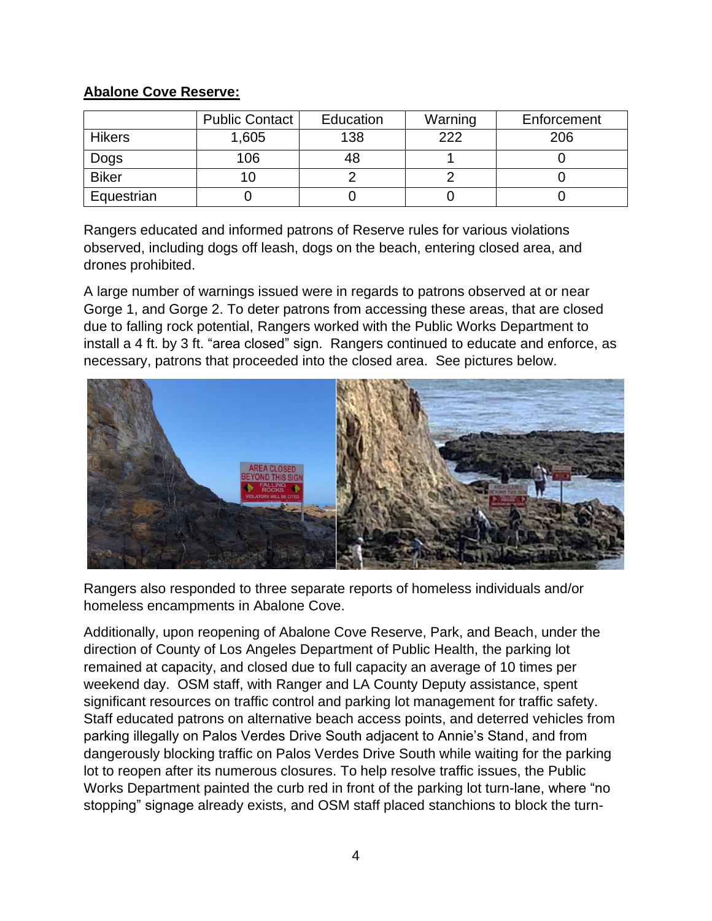**Abalone Cove Reserve:**

| | Public Contact | Education | Warning | Enforcement |
|---|---|---|---|---|
| Hikers | 1,605 | 138 | 222 | 206 |
| Dogs | 106 | 48 | 1 | 0 |
| Biker | 10 | 2 | 2 | 0 |
| Equestrian | 0 | 0 | 0 | 0 |

Rangers educated and informed patrons of Reserve rules for various violations observed, including dogs off leash, dogs on the beach, entering closed area, and drones prohibited.

A large number of warnings issued were in regards to patrons observed at or near Gorge 1, and Gorge 2. To deter patrons from accessing these areas, that are closed due to falling rock potential, Rangers worked with the Public Works Department to install a 4 ft. by 3 ft. "area closed" sign. Rangers continued to educate and enforce, as necessary, patrons that proceeded into the closed area. See pictures below.

Rangers also responded to three separate reports of homeless individuals and/or homeless encampments in Abalone Cove.

Additionally, upon reopening of Abalone Cove Reserve, Park, and Beach, under the direction of County of Los Angeles Department of Public Health, the parking lot remained at capacity, and closed due to full capacity an average of 10 times per weekend day. OSM staff, with Ranger and LA County Deputy assistance, spent significant resources on traffic control and parking lot management for traffic safety. Staff educated patrons on alternative beach access points, and deterred vehicles from parking illegally on Palos Verdes Drive South adjacent to Annie's Stand, and from dangerously blocking traffic on Palos Verdes Drive South while waiting for the parking lot to reopen after its numerous closures. To help resolve traffic issues, the Public Works Department painted the curb red in front of the parking lot turn-lane, where "no stopping" signage already exists, and OSM staff placed stanchions to block the turn-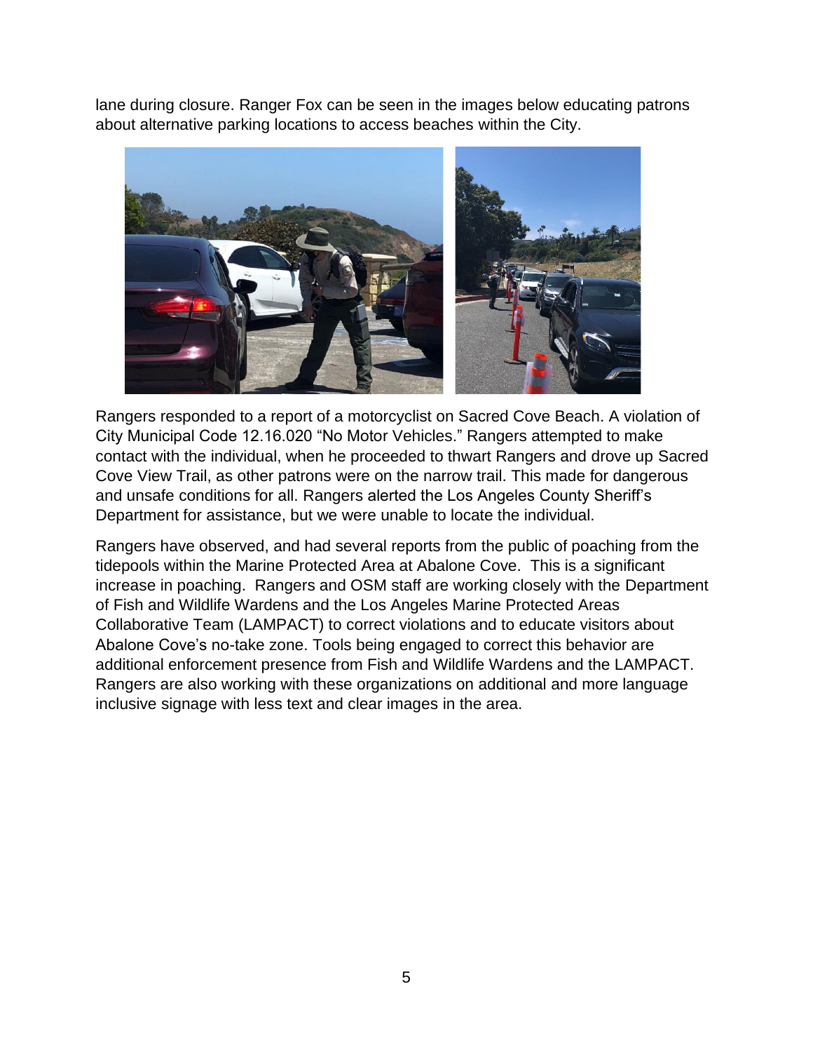lane during closure. Ranger Fox can be seen in the images below educating patrons about alternative parking locations to access beaches within the City.

Rangers responded to a report of a motorcyclist on Sacred Cove Beach. A violation of City Municipal Code 12.16.020 "No Motor Vehicles." Rangers attempted to make contact with the individual, when he proceeded to thwart Rangers and drove up Sacred Cove View Trail, as other patrons were on the narrow trail. This made for dangerous and unsafe conditions for all. Rangers alerted the Los Angeles County Sheriff's Department for assistance, but we were unable to locate the individual.

Rangers have observed, and had several reports from the public of poaching from the tidepools within the Marine Protected Area at Abalone Cove. This is a significant increase in poaching. Rangers and OSM staff are working closely with the Department of Fish and Wildlife Wardens and the Los Angeles Marine Protected Areas Collaborative Team (LAMPACT) to correct violations and to educate visitors about Abalone Cove's no-take zone. Tools being engaged to correct this behavior are additional enforcement presence from Fish and Wildlife Wardens and the LAMPACT. Rangers are also working with these organizations on additional and more language inclusive signage with less text and clear images in the area.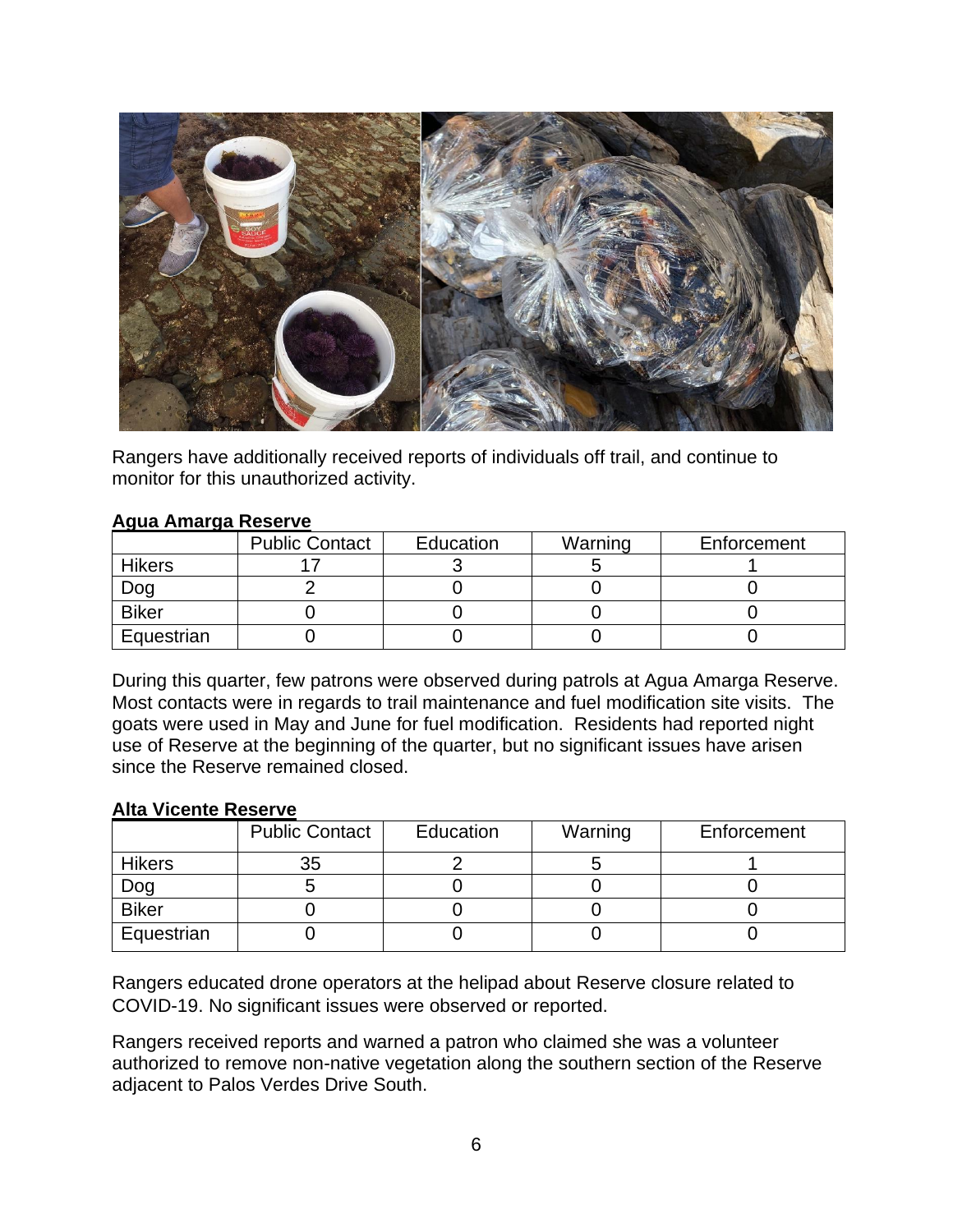Rangers have additionally received reports of individuals off trail, and continue to monitor for this unauthorized activity.

**Agua Amarga Reserve**

| | Public Contact | Education | Warning | Enforcement |
|---|---|---|---|---|
| Hikers | 17 | 3 | 5 | 1 |
| Dog | 2 | 0 | 0 | 0 |
| Biker | 0 | 0 | 0 | 0 |
| Equestrian | 0 | 0 | 0 | 0 |

During this quarter, few patrons were observed during patrols at Agua Amarga Reserve. Most contacts were in regards to trail maintenance and fuel modification site visits. The goats were used in May and June for fuel modification. Residents had reported night use of Reserve at the beginning of the quarter, but no significant issues have arisen since the Reserve remained closed.

**Alta Vicente Reserve**

| | Public Contact | Education | Warning | Enforcement |
|---|---|---|---|---|
| Hikers | 35 | 2 | 5 | 1 |
| Dog | 5 | 0 | 0 | 0 |
| Biker | 0 | 0 | 0 | 0 |
| Equestrian | 0 | 0 | 0 | 0 |

Rangers educated drone operators at the helipad about Reserve closure related to COVID-19. No significant issues were observed or reported.

Rangers received reports and warned a patron who claimed she was a volunteer authorized to remove non-native vegetation along the southern section of the Reserve adjacent to Palos Verdes Drive South.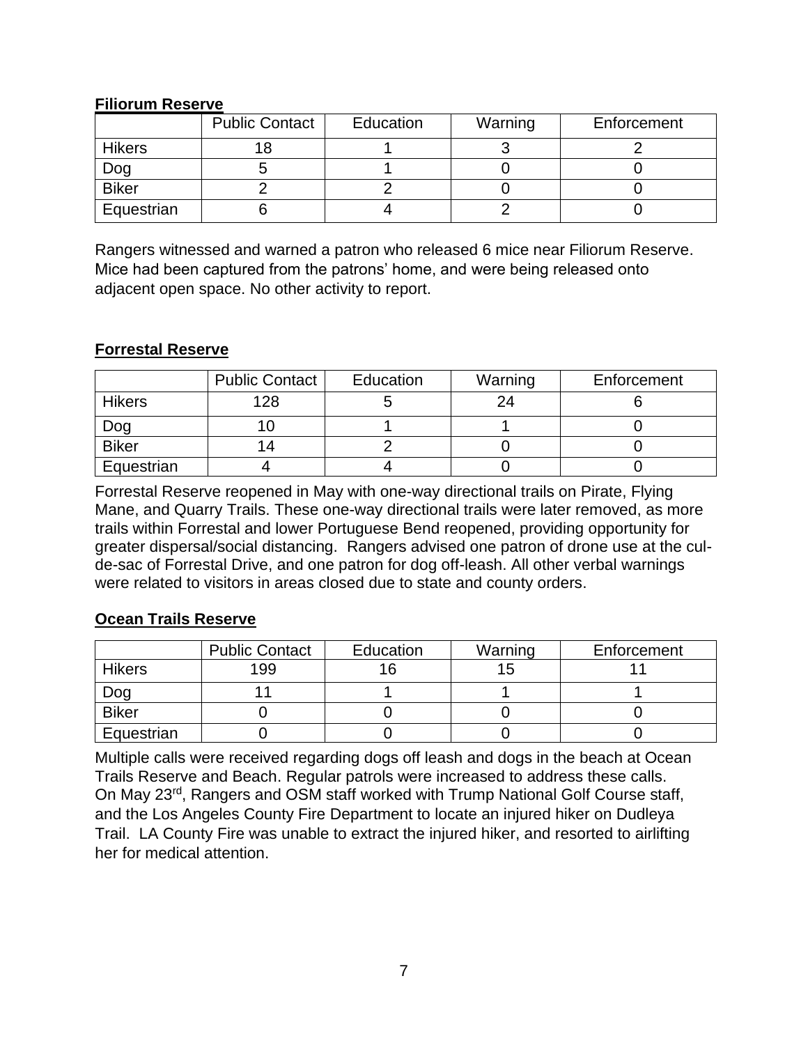**Filiorum Reserve**

| | Public Contact | Education | Warning | Enforcement |
|---|---|---|---|---|
| Hikers | 18 | 1 | 3 | 2 |
| Dog | 5 | 1 | 0 | 0 |
| Biker | 2 | 2 | 0 | 0 |
| Equestrian | 6 | 4 | 2 | 0 |

Rangers witnessed and warned a patron who released 6 mice near Filiorum Reserve. Mice had been captured from the patrons' home, and were being released onto adjacent open space. No other activity to report.

**Forrestal Reserve**

| | Public Contact | Education | Warning | Enforcement |
|---|---|---|---|---|
| Hikers | 128 | 5 | 24 | 6 |
| Dog | 10 | 1 | 1 | 0 |
| Biker | 14 | 2 | 0 | 0 |
| Equestrian | 4 | 4 | 0 | 0 |

Forrestal Reserve reopened in May with one-way directional trails on Pirate, Flying Mane, and Quarry Trails. These one-way directional trails were later removed, as more trails within Forrestal and lower Portuguese Bend reopened, providing opportunity for greater dispersal/social distancing. Rangers advised one patron of drone use at the cul-de-sac of Forrestal Drive, and one patron for dog off-leash. All other verbal warnings were related to visitors in areas closed due to state and county orders.

**Ocean Trails Reserve**

| | Public Contact | Education | Warning | Enforcement |
|---|---|---|---|---|
| Hikers | 199 | 16 | 15 | 11 |
| Dog | 11 | 1 | 1 | 1 |
| Biker | 0 | 0 | 0 | 0 |
| Equestrian | 0 | 0 | 0 | 0 |

Multiple calls were received regarding dogs off leash and dogs in the beach at Ocean Trails Reserve and Beach. Regular patrols were increased to address these calls. On May 23rd, Rangers and OSM staff worked with Trump National Golf Course staff, and the Los Angeles County Fire Department to locate an injured hiker on Dudleya Trail. LA County Fire was unable to extract the injured hiker, and resorted to airlifting her for medical attention.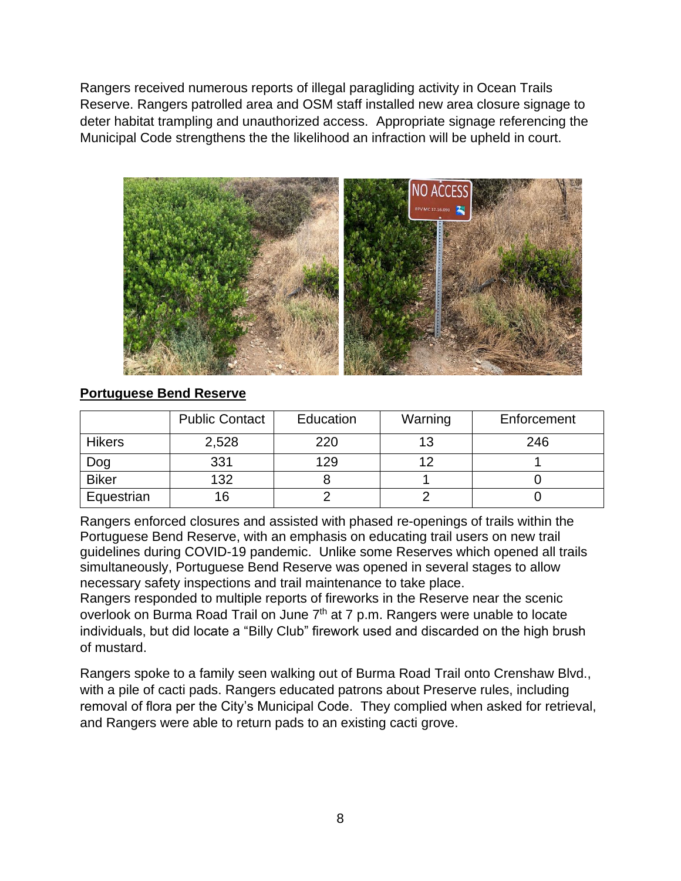Rangers received numerous reports of illegal paragliding activity in Ocean Trails Reserve. Rangers patrolled area and OSM staff installed new area closure signage to deter habitat trampling and unauthorized access. Appropriate signage referencing the Municipal Code strengthens the the likelihood an infraction will be upheld in court.

**Portuguese Bend Reserve**

| | Public Contact | Education | Warning | Enforcement |
|---|---|---|---|---|
| Hikers | 2,528 | 220 | 13 | 246 |
| Dog | 331 | 129 | 12 | 1 |
| Biker | 132 | 8 | 1 | 0 |
| Equestrian | 16 | 2 | 2 | 0 |

Rangers enforced closures and assisted with phased re-openings of trails within the Portuguese Bend Reserve, with an emphasis on educating trail users on new trail guidelines during COVID-19 pandemic. Unlike some Reserves which opened all trails simultaneously, Portuguese Bend Reserve was opened in several stages to allow necessary safety inspections and trail maintenance to take place.
Rangers responded to multiple reports of fireworks in the Reserve near the scenic overlook on Burma Road Trail on June 7th at 7 p.m. Rangers were unable to locate individuals, but did locate a "Billy Club" firework used and discarded on the high brush of mustard.

Rangers spoke to a family seen walking out of Burma Road Trail onto Crenshaw Blvd., with a pile of cacti pads. Rangers educated patrons about Preserve rules, including removal of flora per the City's Municipal Code. They complied when asked for retrieval, and Rangers were able to return pads to an existing cacti grove.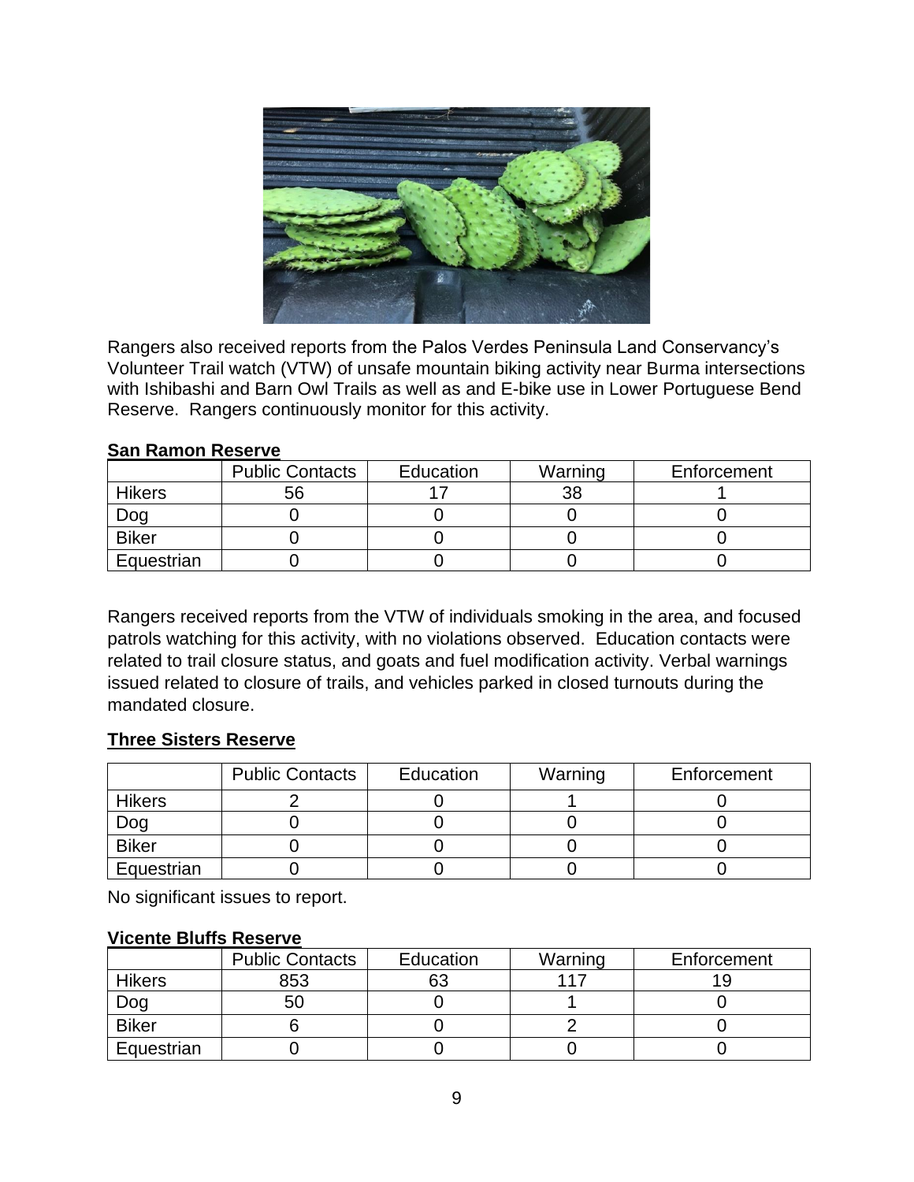Rangers also received reports from the Palos Verdes Peninsula Land Conservancy's Volunteer Trail watch (VTW) of unsafe mountain biking activity near Burma intersections with Ishibashi and Barn Owl Trails as well as and E-bike use in Lower Portuguese Bend Reserve. Rangers continuously monitor for this activity.

**San Ramon Reserve**

| | Public Contacts | Education | Warning | Enforcement |
|---|---|---|---|---|
| Hikers | 56 | 17 | 38 | 1 |
| Dog | 0 | 0 | 0 | 0 |
| Biker | 0 | 0 | 0 | 0 |
| Equestrian | 0 | 0 | 0 | 0 |

Rangers received reports from the VTW of individuals smoking in the area, and focused patrols watching for this activity, with no violations observed. Education contacts were related to trail closure status, and goats and fuel modification activity. Verbal warnings issued related to closure of trails, and vehicles parked in closed turnouts during the mandated closure.

**Three Sisters Reserve**

| | Public Contacts | Education | Warning | Enforcement |
|---|---|---|---|---|
| Hikers | 2 | 0 | 1 | 0 |
| Dog | 0 | 0 | 0 | 0 |
| Biker | 0 | 0 | 0 | 0 |
| Equestrian | 0 | 0 | 0 | 0 |

No significant issues to report.

**Vicente Bluffs Reserve**

| | Public Contacts | Education | Warning | Enforcement |
|---|---|---|---|---|
| Hikers | 853 | 63 | 117 | 19 |
| Dog | 50 | 0 | 1 | 0 |
| Biker | 6 | 0 | 2 | 0 |
| Equestrian | 0 | 0 | 0 | 0 |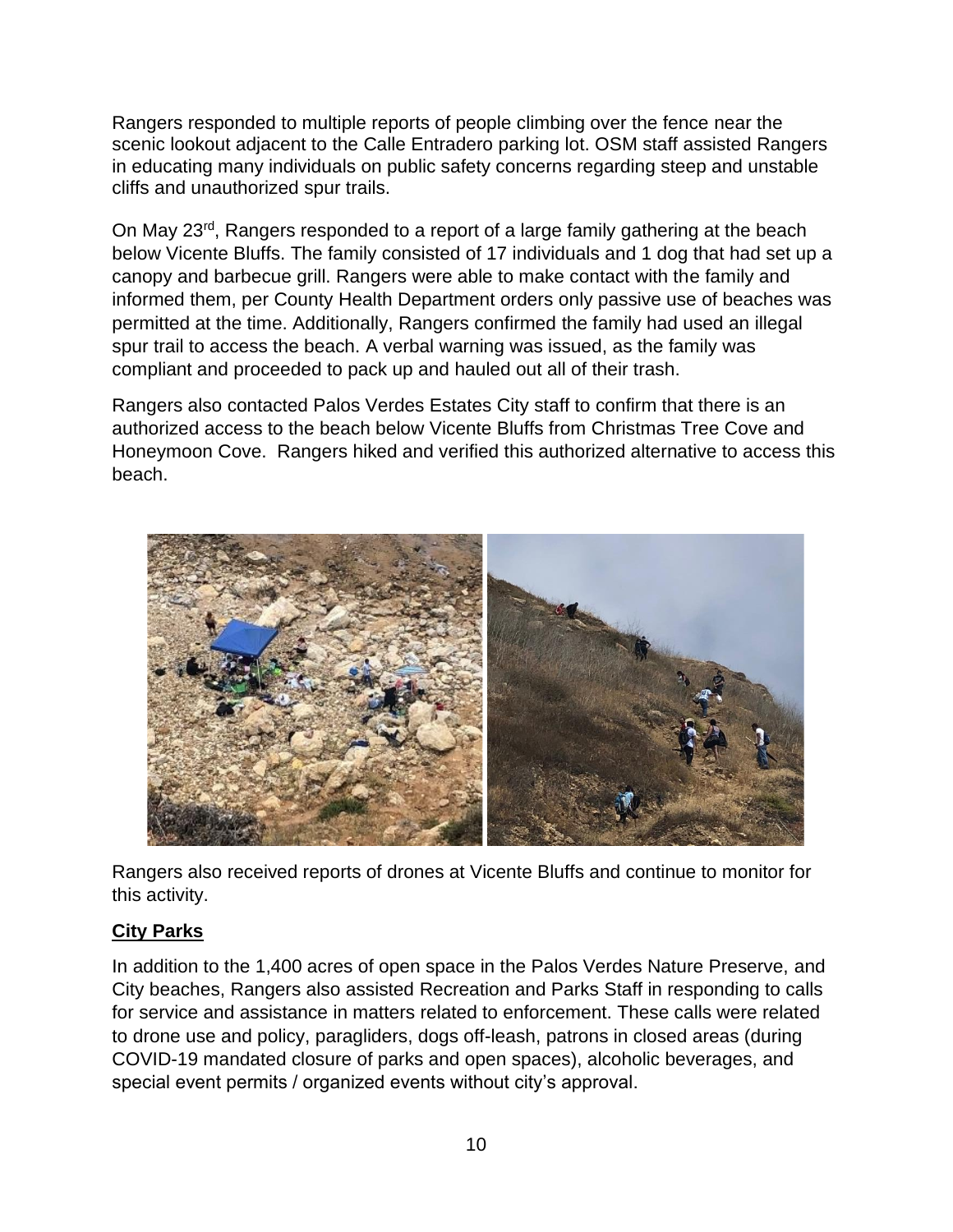Rangers responded to multiple reports of people climbing over the fence near the scenic lookout adjacent to the Calle Entradero parking lot. OSM staff assisted Rangers in educating many individuals on public safety concerns regarding steep and unstable cliffs and unauthorized spur trails.

On May 23rd, Rangers responded to a report of a large family gathering at the beach below Vicente Bluffs. The family consisted of 17 individuals and 1 dog that had set up a canopy and barbecue grill. Rangers were able to make contact with the family and informed them, per County Health Department orders only passive use of beaches was permitted at the time. Additionally, Rangers confirmed the family had used an illegal spur trail to access the beach. A verbal warning was issued, as the family was compliant and proceeded to pack up and hauled out all of their trash.

Rangers also contacted Palos Verdes Estates City staff to confirm that there is an authorized access to the beach below Vicente Bluffs from Christmas Tree Cove and Honeymoon Cove. Rangers hiked and verified this authorized alternative to access this beach.

Rangers also received reports of drones at Vicente Bluffs and continue to monitor for this activity.

## City Parks

In addition to the 1,400 acres of open space in the Palos Verdes Nature Preserve, and City beaches, Rangers also assisted Recreation and Parks Staff in responding to calls for service and assistance in matters related to enforcement. These calls were related to drone use and policy, paragliders, dogs off-leash, patrons in closed areas (during COVID-19 mandated closure of parks and open spaces), alcoholic beverages, and special event permits / organized events without city's approval.